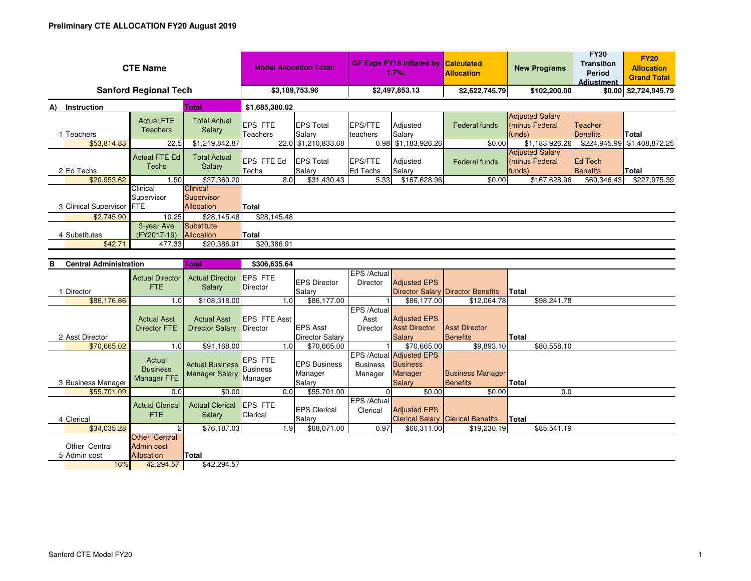**Preliminary CTE ALLOCATION FY20 August 2019**

| CTE Name | Model Allocation Total: | GF Exps FY18 Inflated by 1.7%: | Calculated Allocation | New Programs | FY20 Transition Period Adjustment | FY20 Allocation Grand Total |
|---|---|---|---|---|---|---|
| Sanford Regional Tech | $3,189,753.96 | $2,497,853.13 | $2,622,745.79 | $102,200.00 | $0.00 | $2,724,945.79 |

**A) Instruction** — Total: $1,685,380.02

| 1 Teachers | Actual FTE Teachers | Total Actual Salary | EPS FTE Teachers | EPS Total Salary | EPS/FTE teachers | Adjusted Salary | Federal funds | Adjusted Salary (minus Federal funds) | Teacher Benefits | Total |
|---|---|---|---|---|---|---|---|---|---|---|
| $53,814.83 | 22.5 | $1,219,842.87 | 22.0 | $1,210,833.68 | 0.98 | $1,183,926.26 | $0.00 | $1,183,926.26 | $224,945.99 | $1,408,872.25 |

| 2 Ed Techs | Actual FTE Ed Techs | Total Actual Salary | EPS FTE Ed Techs | EPS Total Salary | EPS/FTE Ed Techs | Adjusted Salary | Federal funds | Adjusted Salary (minus Federal funds) | Ed Tech Benefits | Total |
|---|---|---|---|---|---|---|---|---|---|---|
| $20,953.62 | 1.50 | $37,360.20 | 8.0 | $31,430.43 | 5.33 | $167,628.96 | $0.00 | $167,628.96 | $60,346.43 | $227,975.39 |

| 3 Clinical Supervisor | Clinical Supervisor FTE | Clinical Supervisor Allocation | Total |
|---|---|---|---|
| $2,745.90 | 10.25 | $28,145.48 | $28,145.48 |

| 4 Substitutes | 3-year Ave (FY2017-19) | Substitute Allocation | Total |
|---|---|---|---|
| $42.71 | 477.33 | $20,386.91 | $20,386.91 |

**B Central Administration** — Total: $306,635.64

| 1 Director | Actual Director FTE | Actual Director Salary | EPS FTE Director | EPS Director Salary | EPS /Actual Director | Adjusted EPS Director Salary | Director Benefits | Total |
|---|---|---|---|---|---|---|---|---|
| $86,176.86 | 1.0 | $108,318.00 | 1.0 | $86,177.00 | 1 | $86,177.00 | $12,064.78 | $98,241.78 |

| 2 Asst Director | Actual Asst Director FTE | Actual Asst Director Salary | EPS FTE Asst Director | EPS Asst Director Salary | EPS /Actual Asst Director | Adjusted EPS Asst Director Salary | Asst Director Benefits | Total |
|---|---|---|---|---|---|---|---|---|
| $70,665.02 | 1.0 | $91,168.00 | 1.0 | $70,665.00 | 1 | $70,665.00 | $9,893.10 | $80,558.10 |

| 3 Business Manager | Actual Business Manager FTE | Actual Business Manager Salary | EPS FTE Business Manager | EPS Business Manager Salary | EPS /Actual Business Manager | Adjusted EPS Business Manager Salary | Business Manager Benefits | Total |
|---|---|---|---|---|---|---|---|---|
| $55,701.09 | 0.0 | $0.00 | 0.0 | $55,701.00 | 0 | $0.00 | $0.00 | 0.0 |

| 4 Clerical | Actual Clerical FTE | Actual Clerical Salary | EPS FTE Clerical | EPS Clerical Salary | EPS /Actual Clerical | Adjusted EPS Clerical Salary | Clerical Benefits | Total |
|---|---|---|---|---|---|---|---|---|
| $34,035.28 | 2 | $76,187.03 | 1.9 | $68,071.00 | 0.97 | $66,311.00 | $19,230.19 | $85,541.19 |

| 5 Other Central Admin cost | Other Central Admin cost Allocation | Total |
|---|---|---|
| 16% | 42,294.57 | $42,294.57 |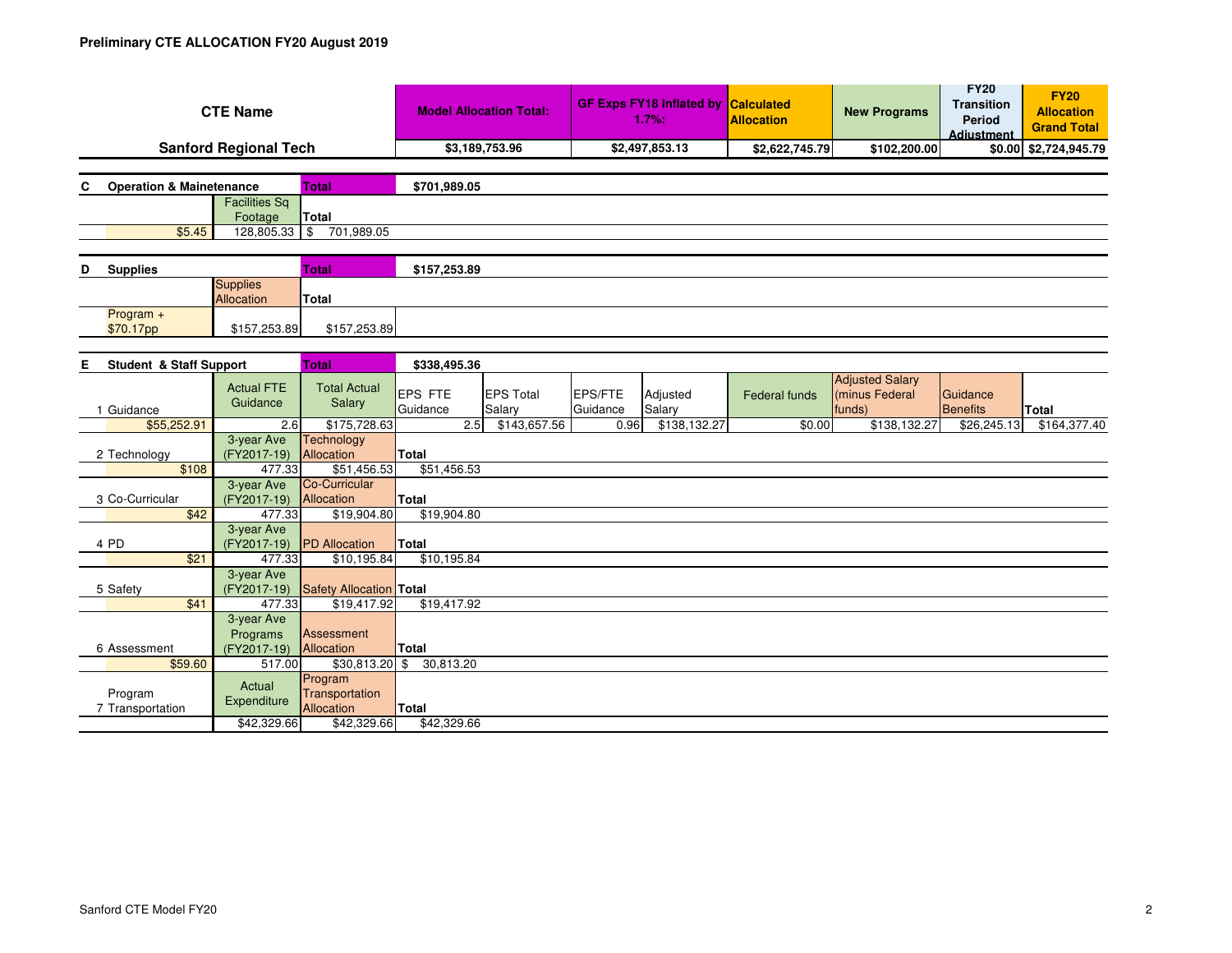**Preliminary CTE ALLOCATION FY20 August 2019**

| CTE Name | Model Allocation Total: | GF Exps FY18 Inflated by 1.7%: | Calculated Allocation | New Programs | FY20 Transition Period Adjustment | FY20 Allocation Grand Total |
|---|---|---|---|---|---|---|
| Sanford Regional Tech | $3,189,753.96 | $2,497,853.13 | $2,622,745.79 | $102,200.00 | $0.00 | $2,724,945.79 |

| C | Operation & Mainetenance | | Total | $701,989.05 |
|---|---|---|---|---|
| | | Facilities Sq Footage | Total | |
| | $5.45 | 128,805.33 | $ 701,989.05 | |

| D | Supplies | | Total | $157,253.89 |
|---|---|---|---|---|
| | | Supplies Allocation | Total | |
| | Program + $70.17pp | $157,253.89 | $157,253.89 | |

| E | Student & Staff Support | | Total | $338,495.36 | | | | | | | |
|---|---|---|---|---|---|---|---|---|---|---|---|
| 1 | Guidance | Actual FTE Guidance | Total Actual Salary | EPS FTE Guidance | EPS Total Salary | EPS/FTE Guidance | Adjusted Salary | Federal funds | Adjusted Salary (minus Federal funds) | Guidance Benefits | Total |
| | $55,252.91 | 2.6 | $175,728.63 | 2.5 | $143,657.56 | 0.96 | $138,132.27 | $0.00 | $138,132.27 | $26,245.13 | $164,377.40 |
| 2 | Technology | 3-year Ave (FY2017-19) | Technology Allocation | Total | | | | | | | |
| | $108 | 477.33 | $51,456.53 | $51,456.53 | | | | | | | |
| 3 | Co-Curricular | 3-year Ave (FY2017-19) | Co-Curricular Allocation | Total | | | | | | | |
| | $42 | 477.33 | $19,904.80 | $19,904.80 | | | | | | | |
| 4 | PD | 3-year Ave (FY2017-19) | PD Allocation | Total | | | | | | | |
| | $21 | 477.33 | $10,195.84 | $10,195.84 | | | | | | | |
| 5 | Safety | 3-year Ave (FY2017-19) | Safety Allocation | Total | | | | | | | |
| | $41 | 477.33 | $19,417.92 | $19,417.92 | | | | | | | |
| 6 | Assessment | 3-year Ave Programs (FY2017-19) | Assessment Allocation | Total | | | | | | | |
| | $59.60 | 517.00 | $30,813.20 | $ 30,813.20 | | | | | | | |
| 7 | Program Transportation | Actual Expenditure | Program Transportation Allocation | Total | | | | | | | |
| | | $42,329.66 | $42,329.66 | $42,329.66 | | | | | | | |

Sanford CTE Model FY20